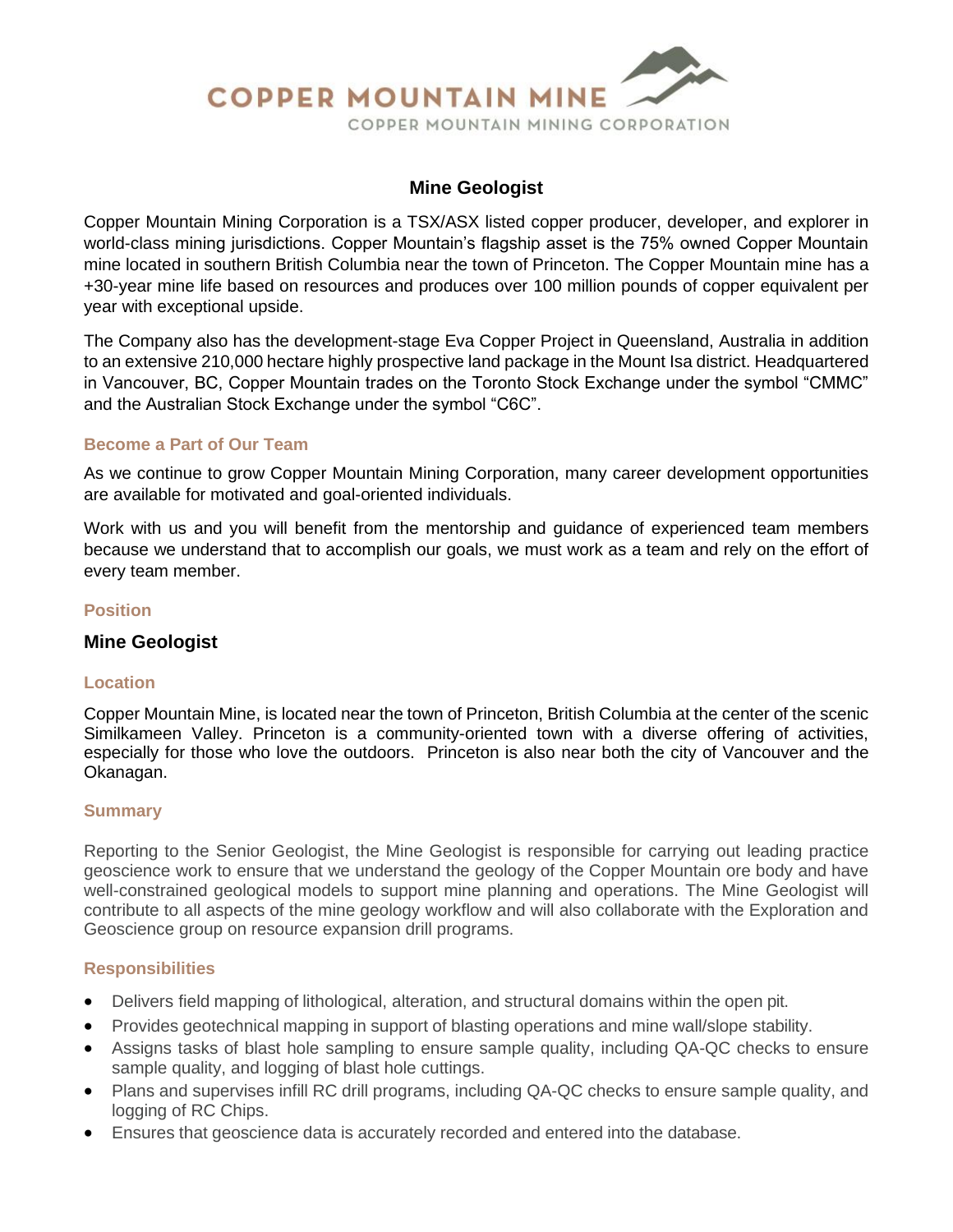COPPER MOUNTAIN MINE

COPPER MOUNTAIN MINING CORPORATION

# Mine Geologist

Copper Mountain Mining Corporation is a TSX/ASX listed copper producer, developer, and explorer in world-class mining jurisdictions. Copper Mountain's flagship asset is the 75% owned Copper Mountain mine located in southern British Columbia near the town of Princeton. The Copper Mountain mine has a +30-year mine life based on resources and produces over 100 million pounds of copper equivalent per year with exceptional upside.

The Company also has the development-stage Eva Copper Project in Queensland, Australia in addition to an extensive 210,000 hectare highly prospective land package in the Mount Isa district. Headquartered in Vancouver, BC, Copper Mountain trades on the Toronto Stock Exchange under the symbol "CMMC" and the Australian Stock Exchange under the symbol "C6C".

## Become a Part of Our Team

As we continue to grow Copper Mountain Mining Corporation, many career development opportunities are available for motivated and goal-oriented individuals.

Work with us and you will benefit from the mentorship and guidance of experienced team members because we understand that to accomplish our goals, we must work as a team and rely on the effort of every team member.

## Position

**Mine Geologist**

## Location

Copper Mountain Mine, is located near the town of Princeton, British Columbia at the center of the scenic Similkameen Valley. Princeton is a community-oriented town with a diverse offering of activities, especially for those who love the outdoors. Princeton is also near both the city of Vancouver and the Okanagan.

## Summary

Reporting to the Senior Geologist, the Mine Geologist is responsible for carrying out leading practice geoscience work to ensure that we understand the geology of the Copper Mountain ore body and have well-constrained geological models to support mine planning and operations. The Mine Geologist will contribute to all aspects of the mine geology workflow and will also collaborate with the Exploration and Geoscience group on resource expansion drill programs.

## Responsibilities

- Delivers field mapping of lithological, alteration, and structural domains within the open pit.
- Provides geotechnical mapping in support of blasting operations and mine wall/slope stability.
- Assigns tasks of blast hole sampling to ensure sample quality, including QA-QC checks to ensure sample quality, and logging of blast hole cuttings.
- Plans and supervises infill RC drill programs, including QA-QC checks to ensure sample quality, and logging of RC Chips.
- Ensures that geoscience data is accurately recorded and entered into the database.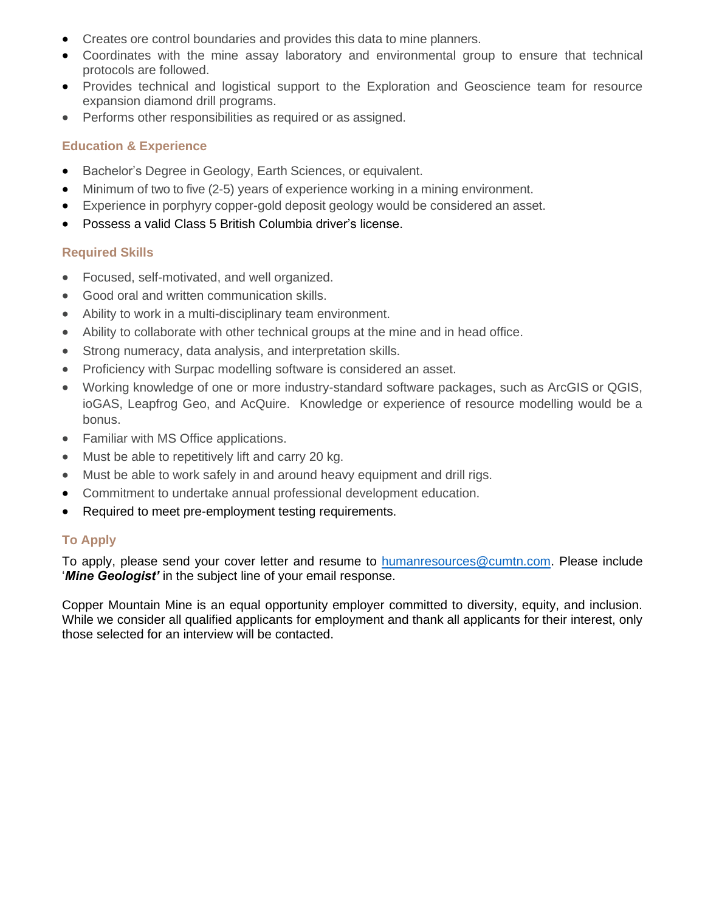- Creates ore control boundaries and provides this data to mine planners.
- Coordinates with the mine assay laboratory and environmental group to ensure that technical protocols are followed.
- Provides technical and logistical support to the Exploration and Geoscience team for resource expansion diamond drill programs.
- Performs other responsibilities as required or as assigned.

### Education & Experience

- Bachelor's Degree in Geology, Earth Sciences, or equivalent.
- Minimum of two to five (2-5) years of experience working in a mining environment.
- Experience in porphyry copper-gold deposit geology would be considered an asset.
- Possess a valid Class 5 British Columbia driver's license.

### Required Skills

- Focused, self-motivated, and well organized.
- Good oral and written communication skills.
- Ability to work in a multi-disciplinary team environment.
- Ability to collaborate with other technical groups at the mine and in head office.
- Strong numeracy, data analysis, and interpretation skills.
- Proficiency with Surpac modelling software is considered an asset.
- Working knowledge of one or more industry-standard software packages, such as ArcGIS or QGIS, ioGAS, Leapfrog Geo, and AcQuire. Knowledge or experience of resource modelling would be a bonus.
- Familiar with MS Office applications.
- Must be able to repetitively lift and carry 20 kg.
- Must be able to work safely in and around heavy equipment and drill rigs.
- Commitment to undertake annual professional development education.
- Required to meet pre-employment testing requirements.

### To Apply

To apply, please send your cover letter and resume to humanresources@cumtn.com. Please include '***Mine Geologist'*** in the subject line of your email response.

Copper Mountain Mine is an equal opportunity employer committed to diversity, equity, and inclusion. While we consider all qualified applicants for employment and thank all applicants for their interest, only those selected for an interview will be contacted.